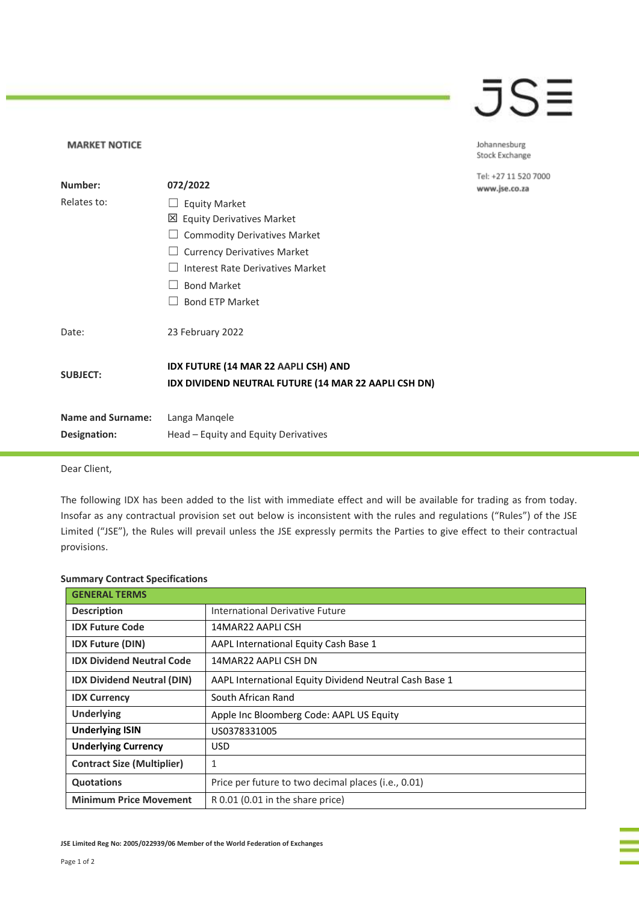**MARKET NOTICE**

Johannesburg Stock Exchange

Tel: +27 11 520 7000
www.jse.co.za

| | |
|---|---|
| **Number:** | **072/2022** |
| Relates to: | ☐ Equity Market<br>☒ Equity Derivatives Market<br>☐ Commodity Derivatives Market<br>☐ Currency Derivatives Market<br>☐ Interest Rate Derivatives Market<br>☐ Bond Market<br>☐ Bond ETP Market |
| Date: | 23 February 2022 |
| **SUBJECT:** | **IDX FUTURE (14 MAR 22 AAPLI CSH) AND IDX DIVIDEND NEUTRAL FUTURE (14 MAR 22 AAPLI CSH DN)** |
| **Name and Surname:** | Langa Manqele |
| **Designation:** | Head – Equity and Equity Derivatives |

Dear Client,

The following IDX has been added to the list with immediate effect and will be available for trading as from today. Insofar as any contractual provision set out below is inconsistent with the rules and regulations ("Rules") of the JSE Limited ("JSE"), the Rules will prevail unless the JSE expressly permits the Parties to give effect to their contractual provisions.

**Summary Contract Specifications**

| **GENERAL TERMS** | |
|---|---|
| **Description** | International Derivative Future |
| **IDX Future Code** | 14MAR22 AAPLI CSH |
| **IDX Future (DIN)** | AAPL International Equity Cash Base 1 |
| **IDX Dividend Neutral Code** | 14MAR22 AAPLI CSH DN |
| **IDX Dividend Neutral (DIN)** | AAPL International Equity Dividend Neutral Cash Base 1 |
| **IDX Currency** | South African Rand |
| **Underlying** | Apple Inc Bloomberg Code: AAPL US Equity |
| **Underlying ISIN** | US0378331005 |
| **Underlying Currency** | USD |
| **Contract Size (Multiplier)** | 1 |
| **Quotations** | Price per future to two decimal places (i.e., 0.01) |
| **Minimum Price Movement** | R 0.01 (0.01 in the share price) |

JSE Limited Reg No: 2005/022939/06 Member of the World Federation of Exchanges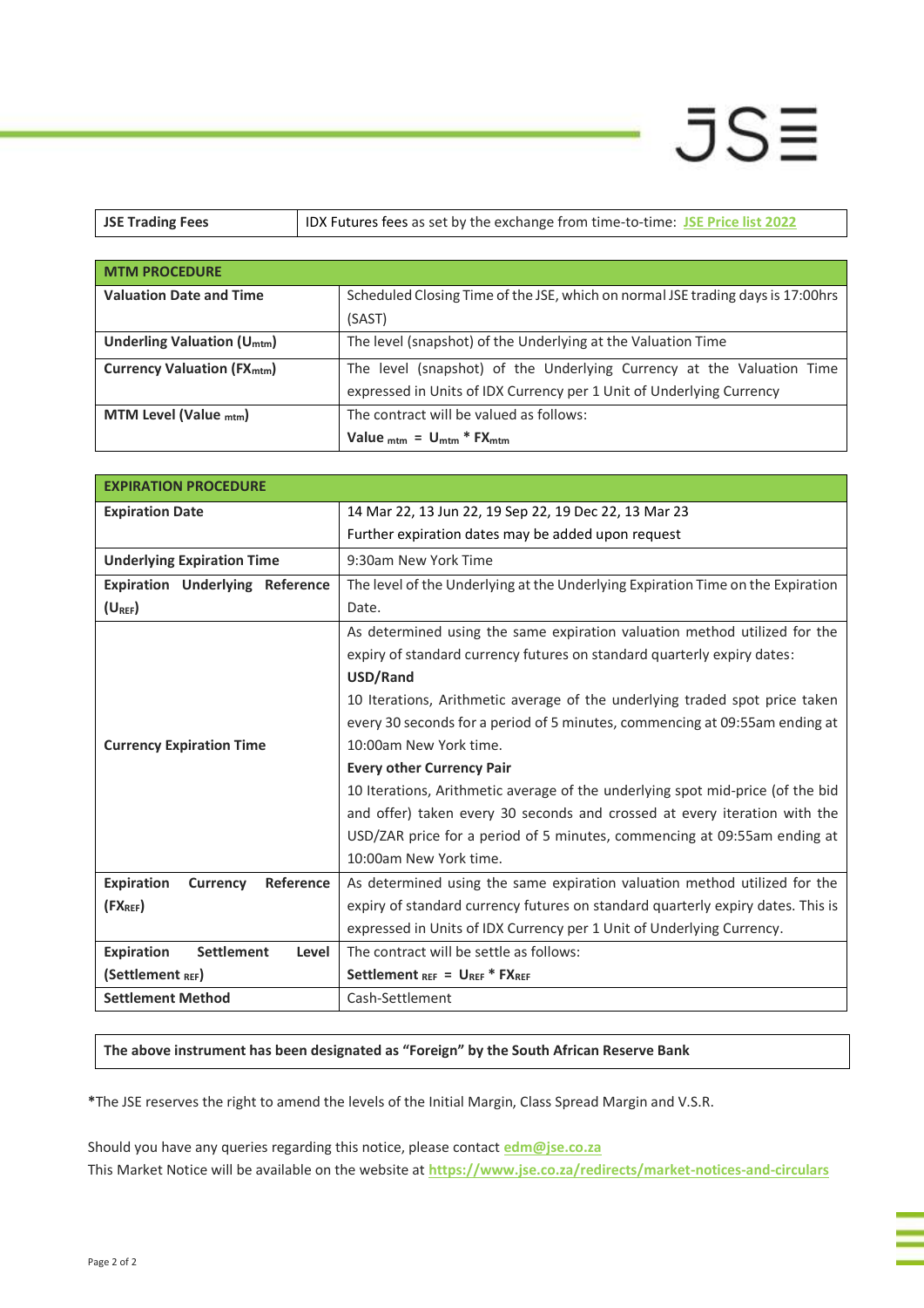| | |
|---|---|
| **JSE Trading Fees** | IDX Futures fees as set by the exchange from time-to-time: JSE Price list 2022 |

| **MTM PROCEDURE** | |
|---|---|
| **Valuation Date and Time** | Scheduled Closing Time of the JSE, which on normal JSE trading days is 17:00hrs (SAST) |
| **Underling Valuation ($U_{mtm}$)** | The level (snapshot) of the Underlying at the Valuation Time |
| **Currency Valuation ($FX_{mtm}$)** | The level (snapshot) of the Underlying Currency at the Valuation Time expressed in Units of IDX Currency per 1 Unit of Underlying Currency |
| **MTM Level ($Value_{mtm}$)** | The contract will be valued as follows: **$Value_{mtm} = U_{mtm} * FX_{mtm}$** |

| **EXPIRATION PROCEDURE** | |
|---|---|
| **Expiration Date** | 14 Mar 22, 13 Jun 22, 19 Sep 22, 19 Dec 22, 13 Mar 23<br>Further expiration dates may be added upon request |
| **Underlying Expiration Time** | 9:30am New York Time |
| **Expiration Underlying Reference ($U_{REF}$)** | The level of the Underlying at the Underlying Expiration Time on the Expiration Date. |
| **Currency Expiration Time** | As determined using the same expiration valuation method utilized for the expiry of standard currency futures on standard quarterly expiry dates:<br>**USD/Rand**<br>10 Iterations, Arithmetic average of the underlying traded spot price taken every 30 seconds for a period of 5 minutes, commencing at 09:55am ending at 10:00am New York time.<br>**Every other Currency Pair**<br>10 Iterations, Arithmetic average of the underlying spot mid-price (of the bid and offer) taken every 30 seconds and crossed at every iteration with the USD/ZAR price for a period of 5 minutes, commencing at 09:55am ending at 10:00am New York time. |
| **Expiration Currency Reference ($FX_{REF}$)** | As determined using the same expiration valuation method utilized for the expiry of standard currency futures on standard quarterly expiry dates. This is expressed in Units of IDX Currency per 1 Unit of Underlying Currency. |
| **Expiration Settlement Level ($Settlement_{REF}$)** | The contract will be settle as follows:<br>**$Settlement_{REF} = U_{REF} * FX_{REF}$** |
| **Settlement Method** | Cash-Settlement |

**The above instrument has been designated as "Foreign" by the South African Reserve Bank**

*The JSE reserves the right to amend the levels of the Initial Margin, Class Spread Margin and V.S.R.

Should you have any queries regarding this notice, please contact edm@jse.co.za
This Market Notice will be available on the website at https://www.jse.co.za/redirects/market-notices-and-circulars